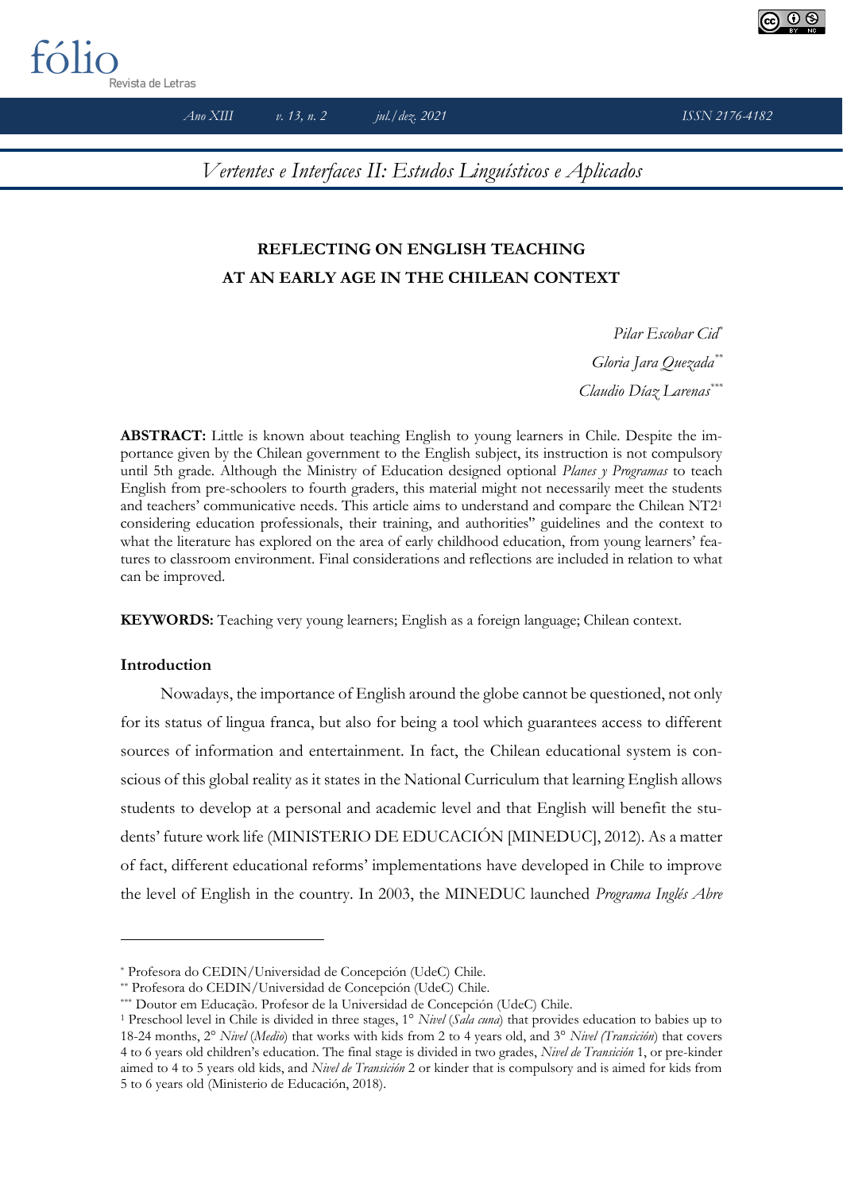# REFLECTING ON ENGLISH TEACHING AT AN EARLY AGE IN THE CHILEAN CONTEXT

*Pilar Escobar Cid*[*]
*Gloria Jara Quezada*[**]
*Claudio Díaz Larenas*[***]

**ABSTRACT:** Little is known about teaching English to young learners in Chile. Despite the importance given by the Chilean government to the English subject, its instruction is not compulsory until 5th grade. Although the Ministry of Education designed optional *Planes y Programas* to teach English from pre-schoolers to fourth graders, this material might not necessarily meet the students and teachers' communicative needs. This article aims to understand and compare the Chilean NT2[1] considering education professionals, their training, and authorities'' guidelines and the context to what the literature has explored on the area of early childhood education, from young learners' features to classroom environment. Final considerations and reflections are included in relation to what can be improved.

**KEYWORDS:** Teaching very young learners; English as a foreign language; Chilean context.

### Introduction

Nowadays, the importance of English around the globe cannot be questioned, not only for its status of lingua franca, but also for being a tool which guarantees access to different sources of information and entertainment. In fact, the Chilean educational system is conscious of this global reality as it states in the National Curriculum that learning English allows students to develop at a personal and academic level and that English will benefit the students' future work life (MINISTERIO DE EDUCACIÓN [MINEDUC], 2012). As a matter of fact, different educational reforms' implementations have developed in Chile to improve the level of English in the country. In 2003, the MINEDUC launched *Programa Inglés Abre*

---

[*] Profesora do CEDIN/Universidad de Concepción (UdeC) Chile.

[**] Profesora do CEDIN/Universidad de Concepción (UdeC) Chile.

[***] Doutor em Educação. Profesor de la Universidad de Concepción (UdeC) Chile.

[1] Preschool level in Chile is divided in three stages, 1° *Nivel* (*Sala cuna*) that provides education to babies up to 18-24 months, 2° *Nivel* (*Medio*) that works with kids from 2 to 4 years old, and 3° *Nivel (Transición)* that covers 4 to 6 years old children's education. The final stage is divided in two grades, *Nivel de Transición* 1, or pre-kinder aimed to 4 to 5 years old kids, and *Nivel de Transición* 2 or kinder that is compulsory and is aimed for kids from 5 to 6 years old (Ministerio de Educación, 2018).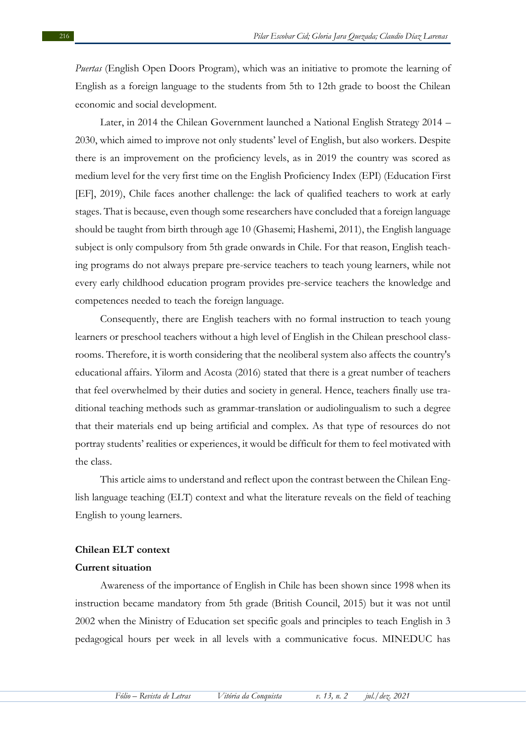*Puertas* (English Open Doors Program), which was an initiative to promote the learning of English as a foreign language to the students from 5th to 12th grade to boost the Chilean economic and social development.

Later, in 2014 the Chilean Government launched a National English Strategy 2014 – 2030, which aimed to improve not only students' level of English, but also workers. Despite there is an improvement on the proficiency levels, as in 2019 the country was scored as medium level for the very first time on the English Proficiency Index (EPI) (Education First [EF], 2019), Chile faces another challenge: the lack of qualified teachers to work at early stages. That is because, even though some researchers have concluded that a foreign language should be taught from birth through age 10 (Ghasemi; Hashemi, 2011), the English language subject is only compulsory from 5th grade onwards in Chile. For that reason, English teaching programs do not always prepare pre-service teachers to teach young learners, while not every early childhood education program provides pre-service teachers the knowledge and competences needed to teach the foreign language.

Consequently, there are English teachers with no formal instruction to teach young learners or preschool teachers without a high level of English in the Chilean preschool classrooms. Therefore, it is worth considering that the neoliberal system also affects the country's educational affairs. Yilorm and Acosta (2016) stated that there is a great number of teachers that feel overwhelmed by their duties and society in general. Hence, teachers finally use traditional teaching methods such as grammar-translation or audiolingualism to such a degree that their materials end up being artificial and complex. As that type of resources do not portray students' realities or experiences, it would be difficult for them to feel motivated with the class.

This article aims to understand and reflect upon the contrast between the Chilean English language teaching (ELT) context and what the literature reveals on the field of teaching English to young learners.

## Chilean ELT context

### Current situation

Awareness of the importance of English in Chile has been shown since 1998 when its instruction became mandatory from 5th grade (British Council, 2015) but it was not until 2002 when the Ministry of Education set specific goals and principles to teach English in 3 pedagogical hours per week in all levels with a communicative focus. MINEDUC has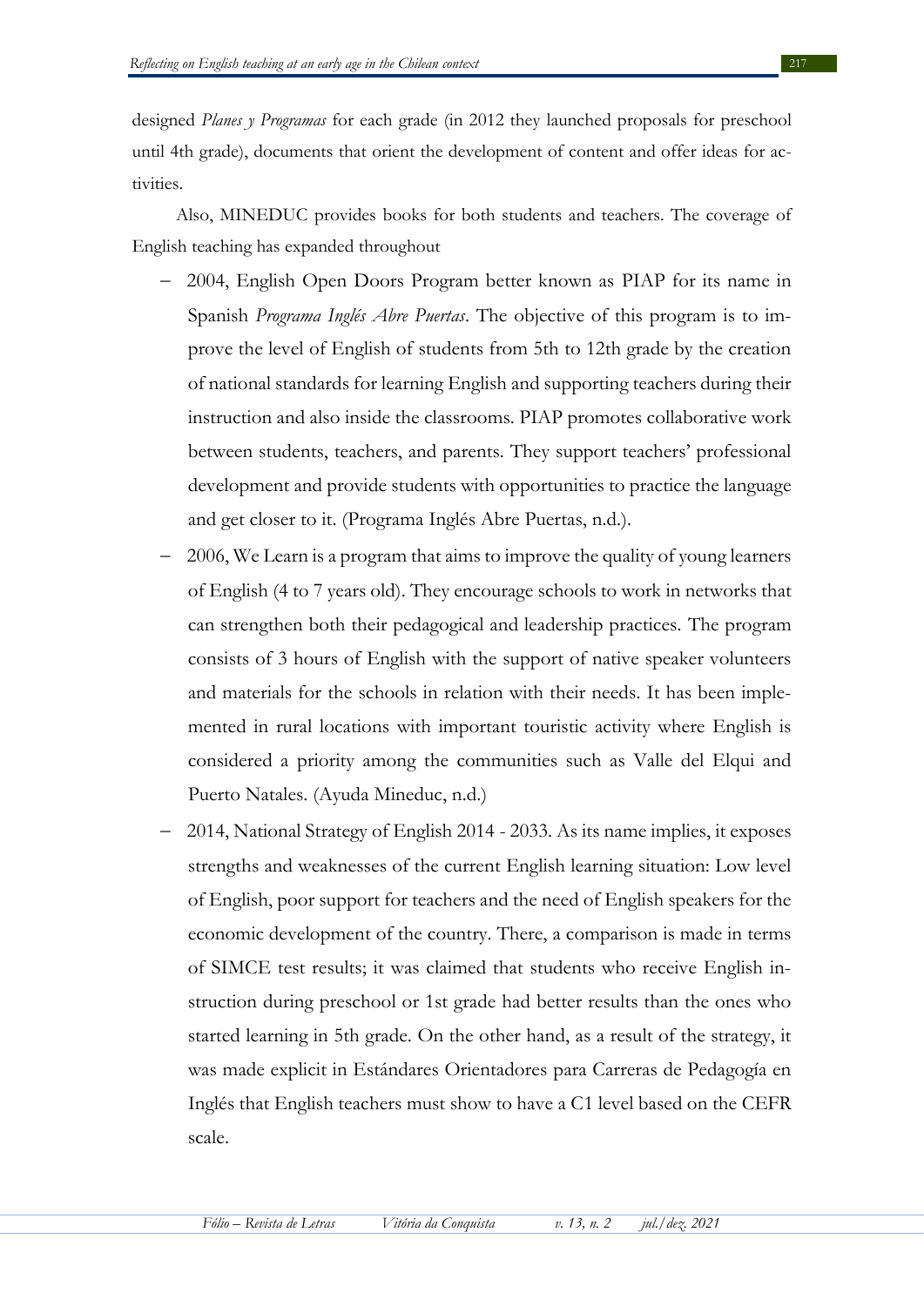designed *Planes y Programas* for each grade (in 2012 they launched proposals for preschool until 4th grade), documents that orient the development of content and offer ideas for activities.

Also, MINEDUC provides books for both students and teachers. The coverage of English teaching has expanded throughout

- 2004, English Open Doors Program better known as PIAP for its name in Spanish *Programa Inglés Abre Puertas*. The objective of this program is to improve the level of English of students from 5th to 12th grade by the creation of national standards for learning English and supporting teachers during their instruction and also inside the classrooms. PIAP promotes collaborative work between students, teachers, and parents. They support teachers' professional development and provide students with opportunities to practice the language and get closer to it. (Programa Inglés Abre Puertas, n.d.).
- 2006, We Learn is a program that aims to improve the quality of young learners of English (4 to 7 years old). They encourage schools to work in networks that can strengthen both their pedagogical and leadership practices. The program consists of 3 hours of English with the support of native speaker volunteers and materials for the schools in relation with their needs. It has been implemented in rural locations with important touristic activity where English is considered a priority among the communities such as Valle del Elqui and Puerto Natales. (Ayuda Mineduc, n.d.)
- 2014, National Strategy of English 2014 - 2033. As its name implies, it exposes strengths and weaknesses of the current English learning situation: Low level of English, poor support for teachers and the need of English speakers for the economic development of the country. There, a comparison is made in terms of SIMCE test results; it was claimed that students who receive English instruction during preschool or 1st grade had better results than the ones who started learning in 5th grade. On the other hand, as a result of the strategy, it was made explicit in Estándares Orientadores para Carreras de Pedagogía en Inglés that English teachers must show to have a C1 level based on the CEFR scale.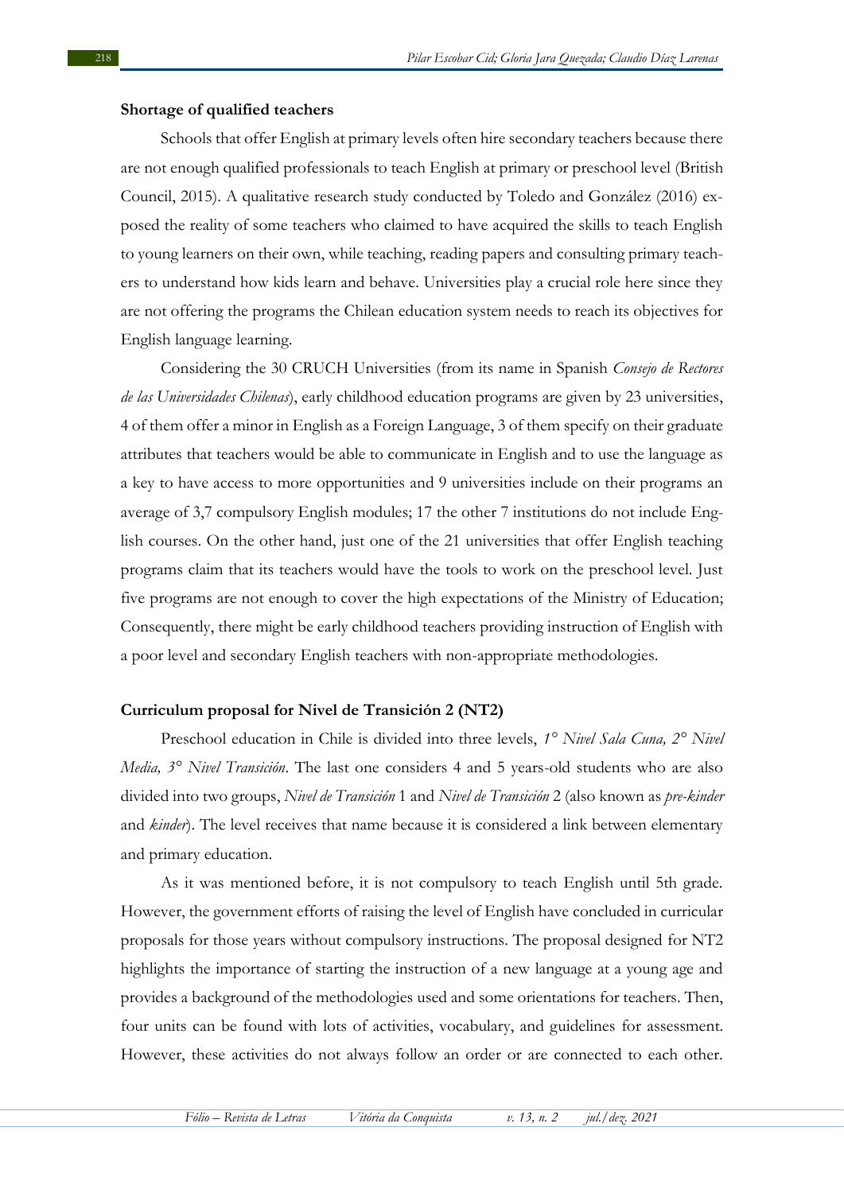**Shortage of qualified teachers**

Schools that offer English at primary levels often hire secondary teachers because there are not enough qualified professionals to teach English at primary or preschool level (British Council, 2015). A qualitative research study conducted by Toledo and González (2016) exposed the reality of some teachers who claimed to have acquired the skills to teach English to young learners on their own, while teaching, reading papers and consulting primary teachers to understand how kids learn and behave. Universities play a crucial role here since they are not offering the programs the Chilean education system needs to reach its objectives for English language learning.

Considering the 30 CRUCH Universities (from its name in Spanish *Consejo de Rectores de las Universidades Chilenas*), early childhood education programs are given by 23 universities, 4 of them offer a minor in English as a Foreign Language, 3 of them specify on their graduate attributes that teachers would be able to communicate in English and to use the language as a key to have access to more opportunities and 9 universities include on their programs an average of 3,7 compulsory English modules; 17 the other 7 institutions do not include English courses. On the other hand, just one of the 21 universities that offer English teaching programs claim that its teachers would have the tools to work on the preschool level. Just five programs are not enough to cover the high expectations of the Ministry of Education; Consequently, there might be early childhood teachers providing instruction of English with a poor level and secondary English teachers with non-appropriate methodologies.

**Curriculum proposal for Nivel de Transición 2 (NT2)**

Preschool education in Chile is divided into three levels, *1° Nivel Sala Cuna, 2° Nivel Media, 3° Nivel Transición*. The last one considers 4 and 5 years-old students who are also divided into two groups, *Nivel de Transición* 1 and *Nivel de Transición* 2 (also known as *pre-kinder* and *kinder*). The level receives that name because it is considered a link between elementary and primary education.

As it was mentioned before, it is not compulsory to teach English until 5th grade. However, the government efforts of raising the level of English have concluded in curricular proposals for those years without compulsory instructions. The proposal designed for NT2 highlights the importance of starting the instruction of a new language at a young age and provides a background of the methodologies used and some orientations for teachers. Then, four units can be found with lots of activities, vocabulary, and guidelines for assessment. However, these activities do not always follow an order or are connected to each other.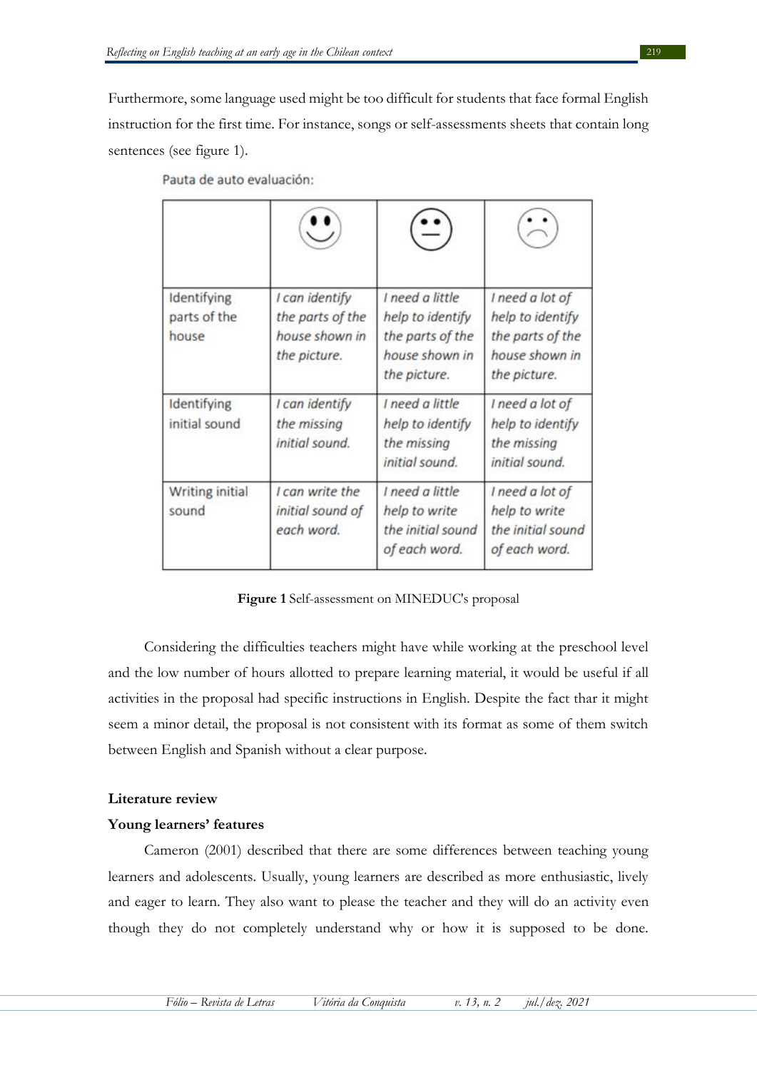Furthermore, some language used might be too difficult for students that face formal English instruction for the first time. For instance, songs or self-assessments sheets that contain long sentences (see figure 1).

Pauta de auto evaluación:

| | ☺ | 😐 | ☹ |
|---|---|---|---|
| Identifying parts of the house | *I can identify the parts of the house shown in the picture.* | *I need a little help to identify the parts of the house shown in the picture.* | *I need a lot of help to identify the parts of the house shown in the picture.* |
| Identifying initial sound | *I can identify the missing initial sound.* | *I need a little help to identify the missing initial sound.* | *I need a lot of help to identify the missing initial sound.* |
| Writing initial sound | *I can write the initial sound of each word.* | *I need a little help to write the initial sound of each word.* | *I need a lot of help to write the initial sound of each word.* |

**Figure 1** Self-assessment on MINEDUC's proposal

Considering the difficulties teachers might have while working at the preschool level and the low number of hours allotted to prepare learning material, it would be useful if all activities in the proposal had specific instructions in English. Despite the fact thar it might seem a minor detail, the proposal is not consistent with its format as some of them switch between English and Spanish without a clear purpose.

**Literature review**

**Young learners' features**

Cameron (2001) described that there are some differences between teaching young learners and adolescents. Usually, young learners are described as more enthusiastic, lively and eager to learn. They also want to please the teacher and they will do an activity even though they do not completely understand why or how it is supposed to be done.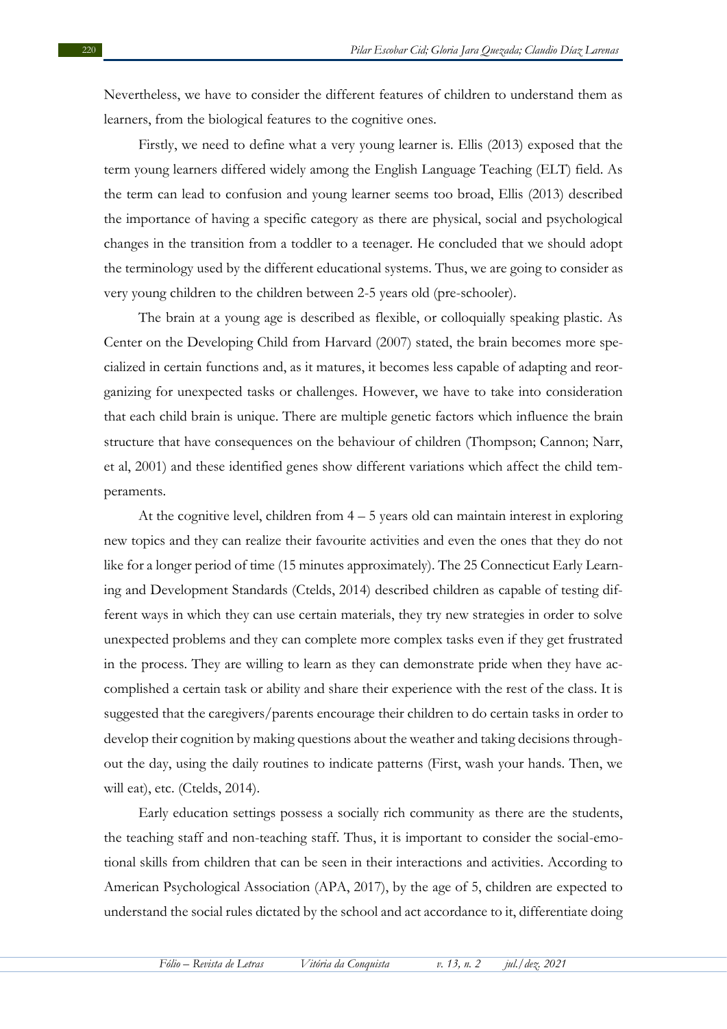Nevertheless, we have to consider the different features of children to understand them as learners, from the biological features to the cognitive ones.

Firstly, we need to define what a very young learner is. Ellis (2013) exposed that the term young learners differed widely among the English Language Teaching (ELT) field. As the term can lead to confusion and young learner seems too broad, Ellis (2013) described the importance of having a specific category as there are physical, social and psychological changes in the transition from a toddler to a teenager. He concluded that we should adopt the terminology used by the different educational systems. Thus, we are going to consider as very young children to the children between 2-5 years old (pre-schooler).

The brain at a young age is described as flexible, or colloquially speaking plastic. As Center on the Developing Child from Harvard (2007) stated, the brain becomes more specialized in certain functions and, as it matures, it becomes less capable of adapting and reorganizing for unexpected tasks or challenges. However, we have to take into consideration that each child brain is unique. There are multiple genetic factors which influence the brain structure that have consequences on the behaviour of children (Thompson; Cannon; Narr, et al, 2001) and these identified genes show different variations which affect the child temperaments.

At the cognitive level, children from 4 – 5 years old can maintain interest in exploring new topics and they can realize their favourite activities and even the ones that they do not like for a longer period of time (15 minutes approximately). The 25 Connecticut Early Learning and Development Standards (Ctelds, 2014) described children as capable of testing different ways in which they can use certain materials, they try new strategies in order to solve unexpected problems and they can complete more complex tasks even if they get frustrated in the process. They are willing to learn as they can demonstrate pride when they have accomplished a certain task or ability and share their experience with the rest of the class. It is suggested that the caregivers/parents encourage their children to do certain tasks in order to develop their cognition by making questions about the weather and taking decisions throughout the day, using the daily routines to indicate patterns (First, wash your hands. Then, we will eat), etc. (Ctelds, 2014).

Early education settings possess a socially rich community as there are the students, the teaching staff and non-teaching staff. Thus, it is important to consider the social-emotional skills from children that can be seen in their interactions and activities. According to American Psychological Association (APA, 2017), by the age of 5, children are expected to understand the social rules dictated by the school and act accordance to it, differentiate doing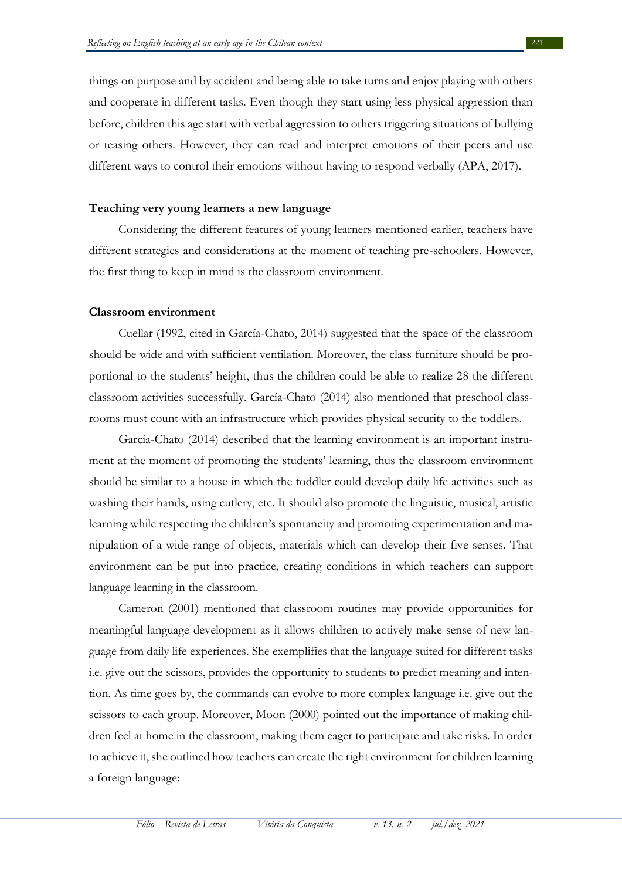things on purpose and by accident and being able to take turns and enjoy playing with others and cooperate in different tasks. Even though they start using less physical aggression than before, children this age start with verbal aggression to others triggering situations of bullying or teasing others. However, they can read and interpret emotions of their peers and use different ways to control their emotions without having to respond verbally (APA, 2017).

### Teaching very young learners a new language

Considering the different features of young learners mentioned earlier, teachers have different strategies and considerations at the moment of teaching pre-schoolers. However, the first thing to keep in mind is the classroom environment.

### Classroom environment

Cuellar (1992, cited in García-Chato, 2014) suggested that the space of the classroom should be wide and with sufficient ventilation. Moreover, the class furniture should be proportional to the students' height, thus the children could be able to realize 28 the different classroom activities successfully. García-Chato (2014) also mentioned that preschool classrooms must count with an infrastructure which provides physical security to the toddlers.

García-Chato (2014) described that the learning environment is an important instrument at the moment of promoting the students' learning, thus the classroom environment should be similar to a house in which the toddler could develop daily life activities such as washing their hands, using cutlery, etc. It should also promote the linguistic, musical, artistic learning while respecting the children's spontaneity and promoting experimentation and manipulation of a wide range of objects, materials which can develop their five senses. That environment can be put into practice, creating conditions in which teachers can support language learning in the classroom.

Cameron (2001) mentioned that classroom routines may provide opportunities for meaningful language development as it allows children to actively make sense of new language from daily life experiences. She exemplifies that the language suited for different tasks i.e. give out the scissors, provides the opportunity to students to predict meaning and intention. As time goes by, the commands can evolve to more complex language i.e. give out the scissors to each group. Moreover, Moon (2000) pointed out the importance of making children feel at home in the classroom, making them eager to participate and take risks. In order to achieve it, she outlined how teachers can create the right environment for children learning a foreign language: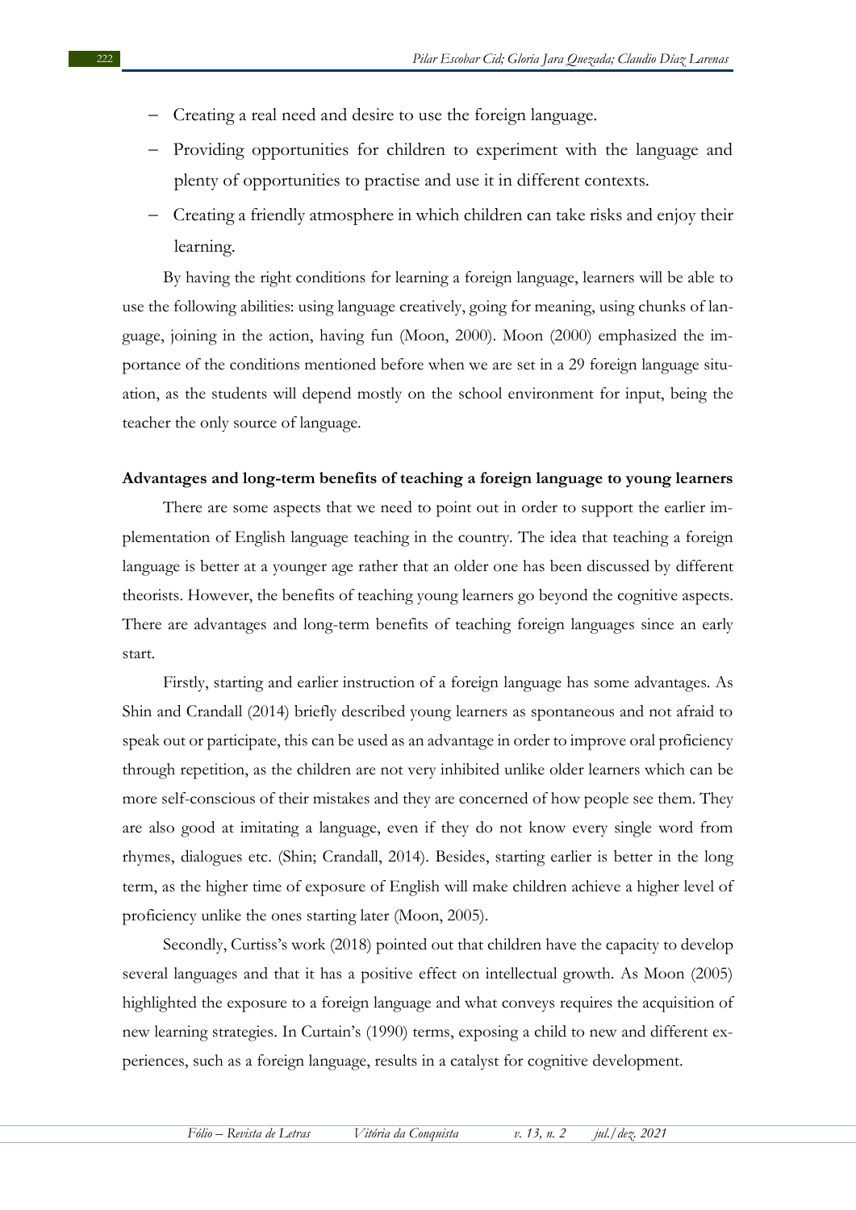- Creating a real need and desire to use the foreign language.
- Providing opportunities for children to experiment with the language and plenty of opportunities to practise and use it in different contexts.
- Creating a friendly atmosphere in which children can take risks and enjoy their learning.

By having the right conditions for learning a foreign language, learners will be able to use the following abilities: using language creatively, going for meaning, using chunks of language, joining in the action, having fun (Moon, 2000). Moon (2000) emphasized the importance of the conditions mentioned before when we are set in a 29 foreign language situation, as the students will depend mostly on the school environment for input, being the teacher the only source of language.

**Advantages and long-term benefits of teaching a foreign language to young learners**

There are some aspects that we need to point out in order to support the earlier implementation of English language teaching in the country. The idea that teaching a foreign language is better at a younger age rather that an older one has been discussed by different theorists. However, the benefits of teaching young learners go beyond the cognitive aspects. There are advantages and long-term benefits of teaching foreign languages since an early start.

Firstly, starting and earlier instruction of a foreign language has some advantages. As Shin and Crandall (2014) briefly described young learners as spontaneous and not afraid to speak out or participate, this can be used as an advantage in order to improve oral proficiency through repetition, as the children are not very inhibited unlike older learners which can be more self-conscious of their mistakes and they are concerned of how people see them. They are also good at imitating a language, even if they do not know every single word from rhymes, dialogues etc. (Shin; Crandall, 2014). Besides, starting earlier is better in the long term, as the higher time of exposure of English will make children achieve a higher level of proficiency unlike the ones starting later (Moon, 2005).

Secondly, Curtiss's work (2018) pointed out that children have the capacity to develop several languages and that it has a positive effect on intellectual growth. As Moon (2005) highlighted the exposure to a foreign language and what conveys requires the acquisition of new learning strategies. In Curtain's (1990) terms, exposing a child to new and different experiences, such as a foreign language, results in a catalyst for cognitive development.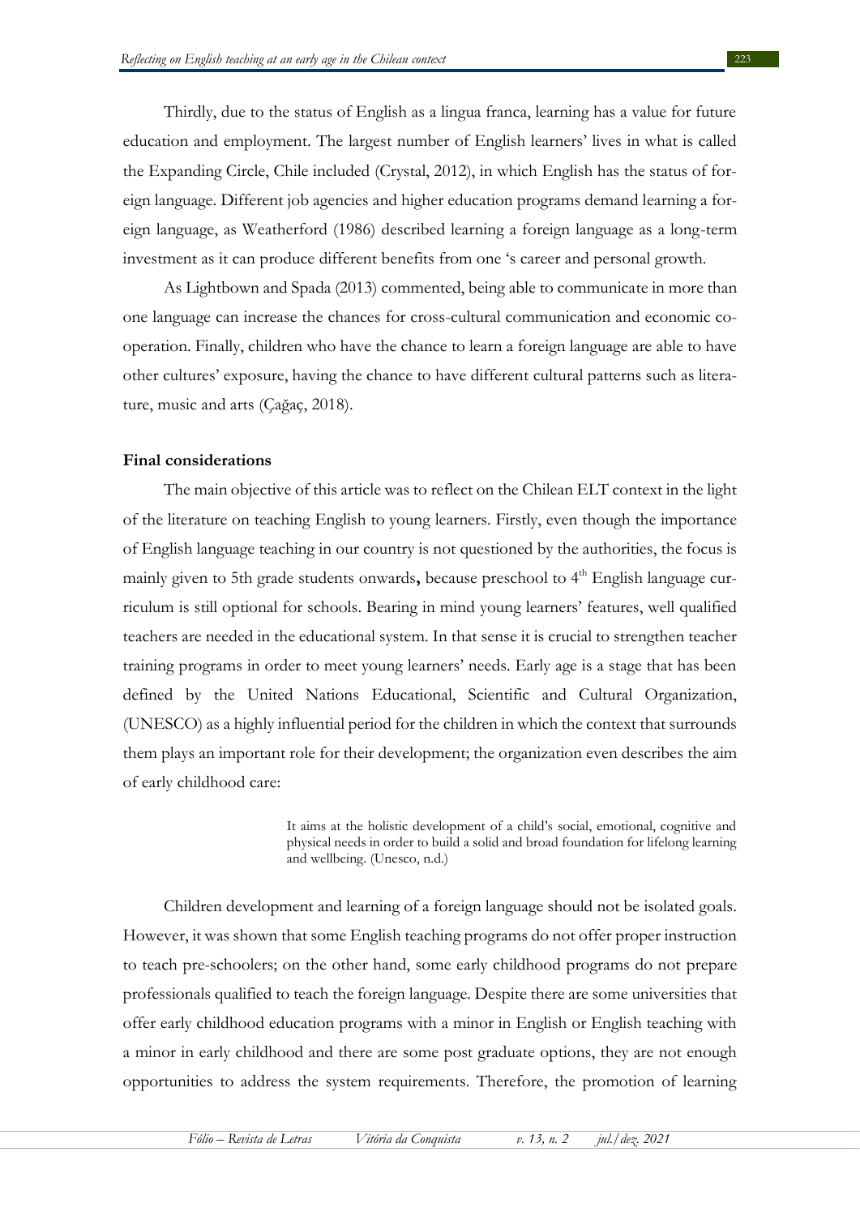Thirdly, due to the status of English as a lingua franca, learning has a value for future education and employment. The largest number of English learners' lives in what is called the Expanding Circle, Chile included (Crystal, 2012), in which English has the status of foreign language. Different job agencies and higher education programs demand learning a foreign language, as Weatherford (1986) described learning a foreign language as a long-term investment as it can produce different benefits from one 's career and personal growth.

As Lightbown and Spada (2013) commented, being able to communicate in more than one language can increase the chances for cross-cultural communication and economic cooperation. Finally, children who have the chance to learn a foreign language are able to have other cultures' exposure, having the chance to have different cultural patterns such as literature, music and arts (Çağaç, 2018).

## Final considerations

The main objective of this article was to reflect on the Chilean ELT context in the light of the literature on teaching English to young learners. Firstly, even though the importance of English language teaching in our country is not questioned by the authorities, the focus is mainly given to 5th grade students onwards**,** because preschool to 4th English language curriculum is still optional for schools. Bearing in mind young learners' features, well qualified teachers are needed in the educational system. In that sense it is crucial to strengthen teacher training programs in order to meet young learners' needs. Early age is a stage that has been defined by the United Nations Educational, Scientific and Cultural Organization, (UNESCO) as a highly influential period for the children in which the context that surrounds them plays an important role for their development; the organization even describes the aim of early childhood care:

> It aims at the holistic development of a child's social, emotional, cognitive and physical needs in order to build a solid and broad foundation for lifelong learning and wellbeing. (Unesco, n.d.)

Children development and learning of a foreign language should not be isolated goals. However, it was shown that some English teaching programs do not offer proper instruction to teach pre-schoolers; on the other hand, some early childhood programs do not prepare professionals qualified to teach the foreign language. Despite there are some universities that offer early childhood education programs with a minor in English or English teaching with a minor in early childhood and there are some post graduate options, they are not enough opportunities to address the system requirements. Therefore, the promotion of learning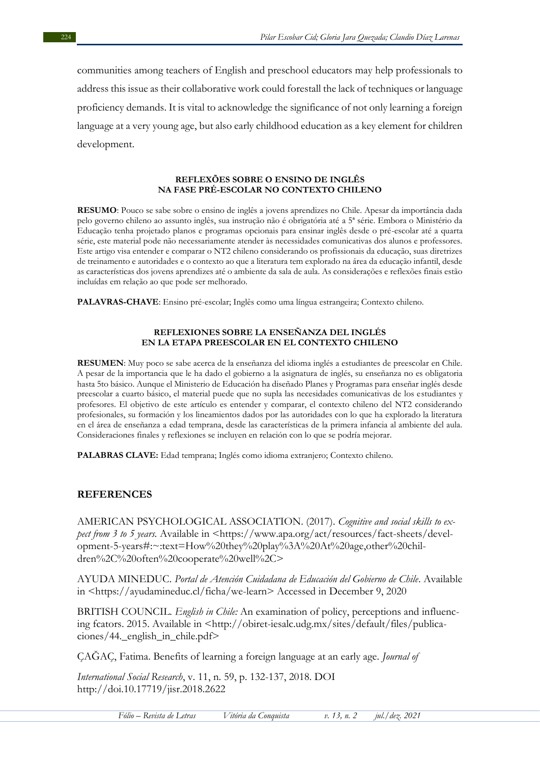communities among teachers of English and preschool educators may help professionals to address this issue as their collaborative work could forestall the lack of techniques or language proficiency demands. It is vital to acknowledge the significance of not only learning a foreign language at a very young age, but also early childhood education as a key element for children development.

### REFLEXÕES SOBRE O ENSINO DE INGLÊS NA FASE PRÉ-ESCOLAR NO CONTEXTO CHILENO

**RESUMO**: Pouco se sabe sobre o ensino de inglês a jovens aprendizes no Chile. Apesar da importância dada pelo governo chileno ao assunto inglês, sua instrução não é obrigatória até a 5ª série. Embora o Ministério da Educação tenha projetado planos e programas opcionais para ensinar inglês desde o pré-escolar até a quarta série, este material pode não necessariamente atender às necessidades comunicativas dos alunos e professores. Este artigo visa entender e comparar o NT2 chileno considerando os profissionais da educação, suas diretrizes de treinamento e autoridades e o contexto ao que a literatura tem explorado na área da educação infantil, desde as características dos jovens aprendizes até o ambiente da sala de aula. As considerações e reflexões finais estão incluídas em relação ao que pode ser melhorado.

**PALAVRAS-CHAVE**: Ensino pré-escolar; Inglês como uma língua estrangeira; Contexto chileno.

### REFLEXIONES SOBRE LA ENSEÑANZA DEL INGLÉS EN LA ETAPA PREESCOLAR EN EL CONTEXTO CHILENO

**RESUMEN**: Muy poco se sabe acerca de la enseñanza del idioma inglés a estudiantes de preescolar en Chile. A pesar de la importancia que le ha dado el gobierno a la asignatura de inglés, su enseñanza no es obligatoria hasta 5to básico. Aunque el Ministerio de Educación ha diseñado Planes y Programas para enseñar inglés desde preescolar a cuarto básico, el material puede que no supla las necesidades comunicativas de los estudiantes y profesores. El objetivo de este artículo es entender y comparar, el contexto chileno del NT2 considerando profesionales, su formación y los lineamientos dados por las autoridades con lo que ha explorado la literatura en el área de enseñanza a edad temprana, desde las características de la primera infancia al ambiente del aula. Consideraciones finales y reflexiones se incluyen en relación con lo que se podría mejorar.

**PALABRAS CLAVE:** Edad temprana; Inglés como idioma extranjero; Contexto chileno.

## REFERENCES

AMERICAN PSYCHOLOGICAL ASSOCIATION. (2017). *Cognitive and social skills to expect from 3 to 5 years.* Available in <https://www.apa.org/act/resources/fact-sheets/development-5-years#:~:text=How%20they%20play%3A%20At%20age,other%20children%2C%20often%20cooperate%20well%2C>

AYUDA MINEDUC. *Portal de Atención Cuidadana de Educación del Gobierno de Chile*. Available in <https://ayudamineduc.cl/ficha/we-learn> Accessed in December 9, 2020

BRITISH COUNCIL. *English in Chile:* An examination of policy, perceptions and influencing fcators. 2015. Available in <http://obiret-iesalc.udg.mx/sites/default/files/publicaciones/44._english_in_chile.pdf>

ÇAĞAÇ, Fatima. Benefits of learning a foreign language at an early age. *Journal of International Social Research*, v. 11, n. 59, p. 132-137, 2018. DOI http://doi.10.17719/jisr.2018.2622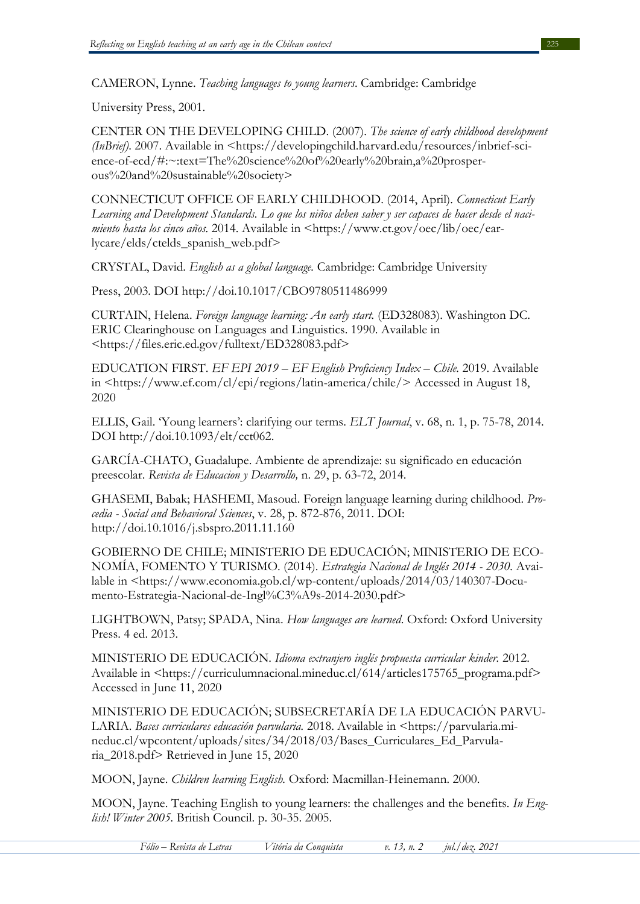CAMERON, Lynne. *Teaching languages to young learners*. Cambridge: Cambridge

University Press, 2001.

CENTER ON THE DEVELOPING CHILD. (2007). *The science of early childhood development (InBrief)*. 2007. Available in <https://developingchild.harvard.edu/resources/inbrief-science-of-ecd/#:~:text=The%20science%20of%20early%20brain,a%20prosperous%20and%20sustainable%20society>

CONNECTICUT OFFICE OF EARLY CHILDHOOD. (2014, April). *Connecticut Early Learning and Development Standards. Lo que los niños deben saber y ser capaces de hacer desde el nacimiento hasta los cinco años.* 2014. Available in <https://www.ct.gov/oec/lib/oec/earlycare/elds/ctelds_spanish_web.pdf>

CRYSTAL, David. *English as a global language.* Cambridge: Cambridge University

Press, 2003. DOI http://doi.10.1017/CBO9780511486999

CURTAIN, Helena. *Foreign language learning: An early start.* (ED328083). Washington DC. ERIC Clearinghouse on Languages and Linguistics. 1990. Available in <https://files.eric.ed.gov/fulltext/ED328083.pdf>

EDUCATION FIRST. *EF EPI 2019 – EF English Proficiency Index – Chile.* 2019. Available in <https://www.ef.com/cl/epi/regions/latin-america/chile/> Accessed in August 18, 2020

ELLIS, Gail. 'Young learners': clarifying our terms. *ELT Journal*, v. 68, n. 1, p. 75-78, 2014. DOI http://doi.10.1093/elt/cct062.

GARCÍA-CHATO, Guadalupe. Ambiente de aprendizaje: su significado en educación preescolar. *Revista de Educacion y Desarrollo,* n. 29, p. 63-72, 2014.

GHASEMI, Babak; HASHEMI, Masoud. Foreign language learning during childhood. *Procedia - Social and Behavioral Sciences*, v. 28, p. 872-876, 2011. DOI: http://doi.10.1016/j.sbspro.2011.11.160

GOBIERNO DE CHILE; MINISTERIO DE EDUCACIÓN; MINISTERIO DE ECONOMÍA, FOMENTO Y TURISMO. (2014). *Estrategia Nacional de Inglés 2014 - 2030.* Available in <https://www.economia.gob.cl/wp-content/uploads/2014/03/140307-Documento-Estrategia-Nacional-de-Ingl%C3%A9s-2014-2030.pdf>

LIGHTBOWN, Patsy; SPADA, Nina. *How languages are learned*. Oxford: Oxford University Press. 4 ed. 2013.

MINISTERIO DE EDUCACIÓN. *Idioma extranjero inglés propuesta curricular kinder.* 2012. Available in <https://curriculumnacional.mineduc.cl/614/articles175765_programa.pdf> Accessed in June 11, 2020

MINISTERIO DE EDUCACIÓN; SUBSECRETARÍA DE LA EDUCACIÓN PARVULARIA. *Bases curriculares educación parvularia.* 2018. Available in <https://parvularia.mineduc.cl/wpcontent/uploads/sites/34/2018/03/Bases_Curriculares_Ed_Parvularia_2018.pdf> Retrieved in June 15, 2020

MOON, Jayne. *Children learning English.* Oxford: Macmillan-Heinemann. 2000.

MOON, Jayne. Teaching English to young learners: the challenges and the benefits. *In English! Winter 2005.* British Council. p. 30-35. 2005.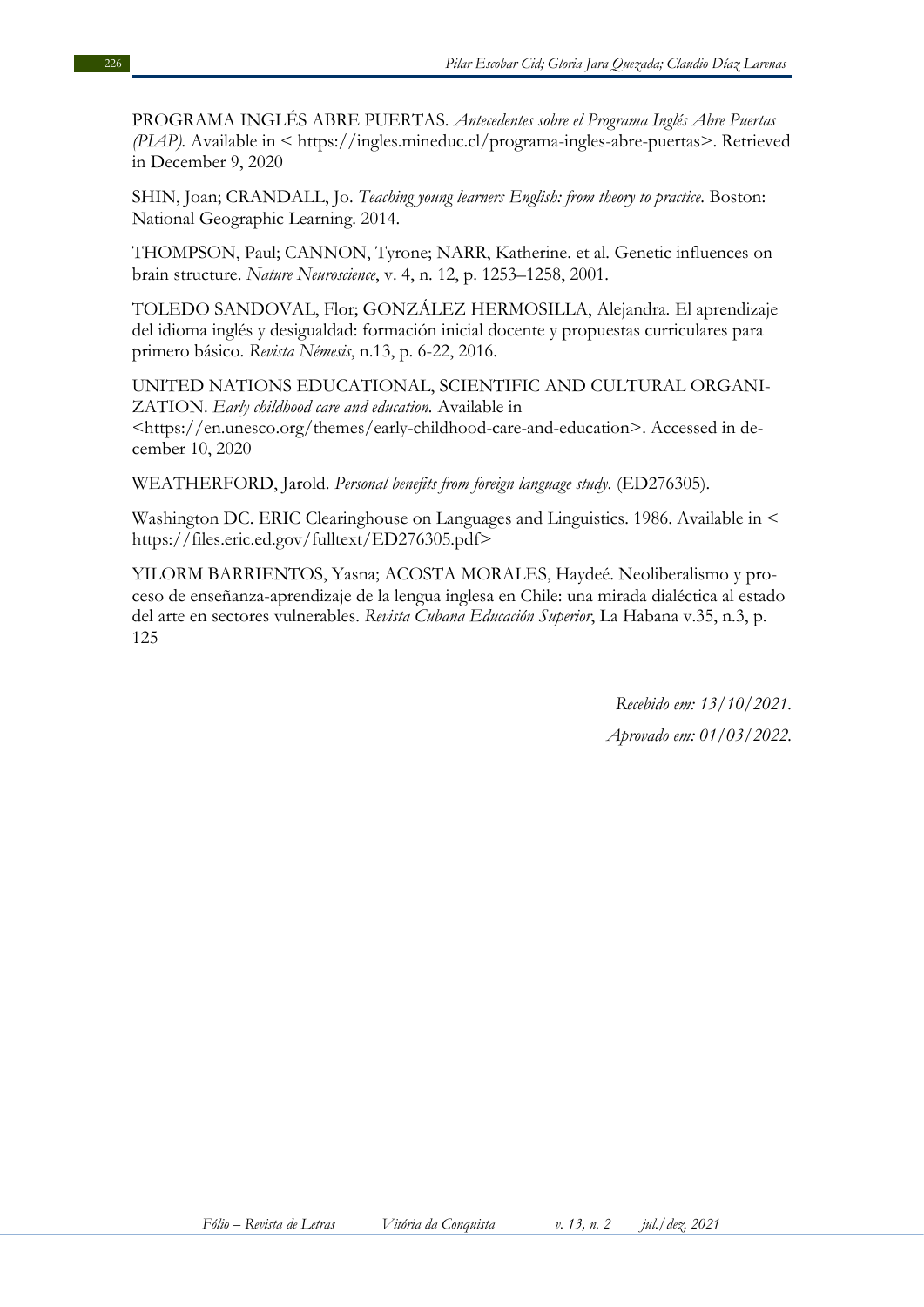PROGRAMA INGLÉS ABRE PUERTAS. *Antecedentes sobre el Programa Inglés Abre Puertas (PIAP).* Available in < https://ingles.mineduc.cl/programa-ingles-abre-puertas>. Retrieved in December 9, 2020

SHIN, Joan; CRANDALL, Jo. *Teaching young learners English: from theory to practice*. Boston: National Geographic Learning. 2014.

THOMPSON, Paul; CANNON, Tyrone; NARR, Katherine. et al. Genetic influences on brain structure. *Nature Neuroscience*, v. 4, n. 12, p. 1253–1258, 2001.

TOLEDO SANDOVAL, Flor; GONZÁLEZ HERMOSILLA, Alejandra. El aprendizaje del idioma inglés y desigualdad: formación inicial docente y propuestas curriculares para primero básico. *Revista Némesis*, n.13, p. 6-22, 2016.

UNITED NATIONS EDUCATIONAL, SCIENTIFIC AND CULTURAL ORGANIZATION. *Early childhood care and education.* Available in <https://en.unesco.org/themes/early-childhood-care-and-education>. Accessed in december 10, 2020

WEATHERFORD, Jarold. *Personal benefits from foreign language study.* (ED276305).

Washington DC. ERIC Clearinghouse on Languages and Linguistics. 1986. Available in < https://files.eric.ed.gov/fulltext/ED276305.pdf>

YILORM BARRIENTOS, Yasna; ACOSTA MORALES, Haydeé. Neoliberalismo y proceso de enseñanza-aprendizaje de la lengua inglesa en Chile: una mirada dialéctica al estado del arte en sectores vulnerables. *Revista Cubana Educación Superior*, La Habana v.35, n.3, p. 125

*Recebido em: 13/10/2021.*

*Aprovado em: 01/03/2022.*